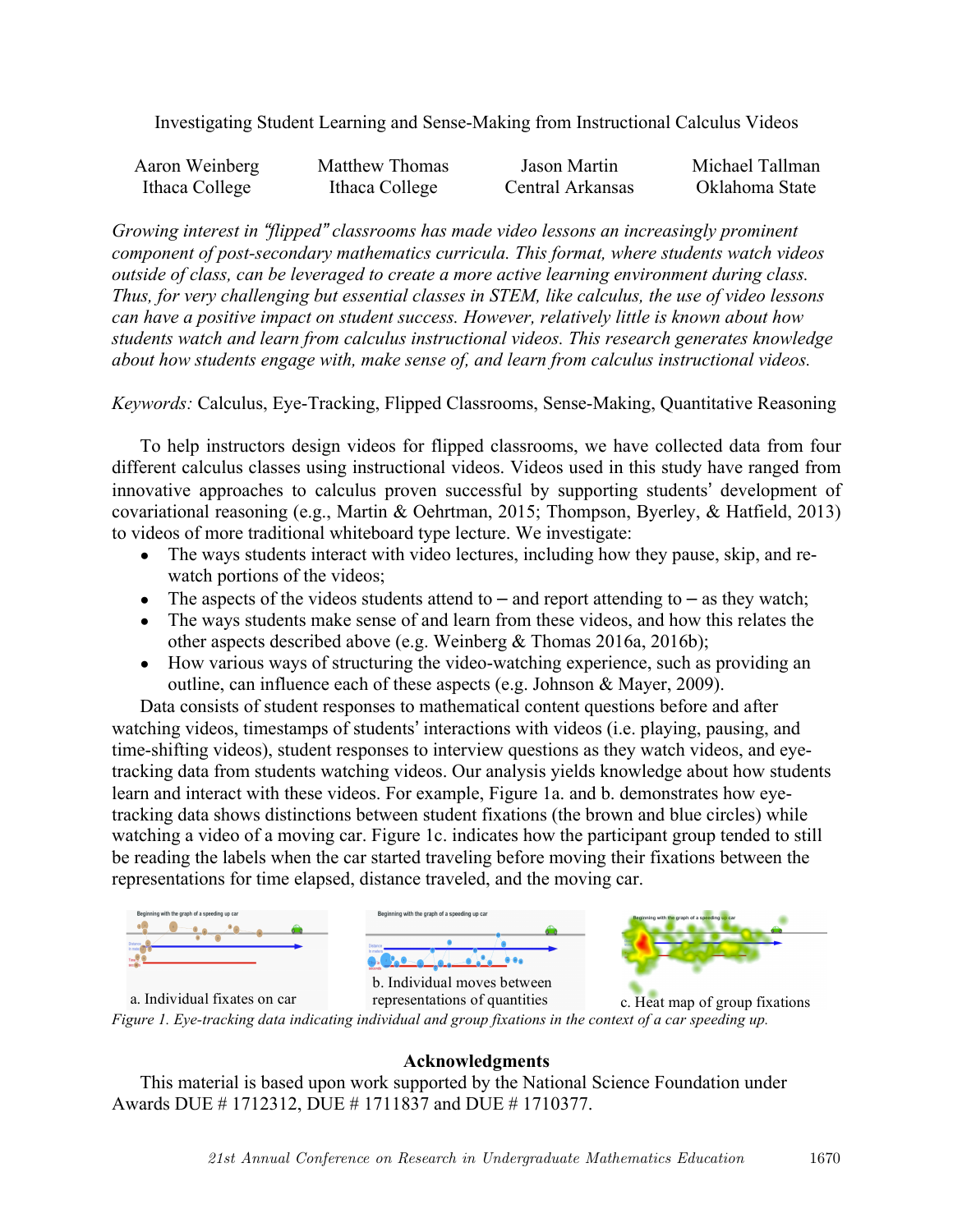# Investigating Student Learning and Sense-Making from Instructional Calculus Videos

| Aaron Weinberg | Matthew Thomas | Jason Martin | Michael Tallman |
|---|---|---|---|
| Ithaca College | Ithaca College | Central Arkansas | Oklahoma State |

*Growing interest in "flipped" classrooms has made video lessons an increasingly prominent component of post-secondary mathematics curricula. This format, where students watch videos outside of class, can be leveraged to create a more active learning environment during class. Thus, for very challenging but essential classes in STEM, like calculus, the use of video lessons can have a positive impact on student success. However, relatively little is known about how students watch and learn from calculus instructional videos. This research generates knowledge about how students engage with, make sense of, and learn from calculus instructional videos.*

*Keywords:* Calculus, Eye-Tracking, Flipped Classrooms, Sense-Making, Quantitative Reasoning

To help instructors design videos for flipped classrooms, we have collected data from four different calculus classes using instructional videos. Videos used in this study have ranged from innovative approaches to calculus proven successful by supporting students' development of covariational reasoning (e.g., Martin & Oehrtman, 2015; Thompson, Byerley, & Hatfield, 2013) to videos of more traditional whiteboard type lecture. We investigate:

- The ways students interact with video lectures, including how they pause, skip, and re-watch portions of the videos;
- The aspects of the videos students attend to – and report attending to – as they watch;
- The ways students make sense of and learn from these videos, and how this relates the other aspects described above (e.g. Weinberg & Thomas 2016a, 2016b);
- How various ways of structuring the video-watching experience, such as providing an outline, can influence each of these aspects (e.g. Johnson & Mayer, 2009).

Data consists of student responses to mathematical content questions before and after watching videos, timestamps of students' interactions with videos (i.e. playing, pausing, and time-shifting videos), student responses to interview questions as they watch videos, and eye-tracking data from students watching videos. Our analysis yields knowledge about how students learn and interact with these videos. For example, Figure 1a. and b. demonstrates how eye-tracking data shows distinctions between student fixations (the brown and blue circles) while watching a video of a moving car. Figure 1c. indicates how the participant group tended to still be reading the labels when the car started traveling before moving their fixations between the representations for time elapsed, distance traveled, and the moving car.

Beginning with the graph of a speeding up car

a. Individual fixates on car

Beginning with the graph of a speeding up car

b. Individual moves between representations of quantities

Beginning with the graph of a speeding up car

c. Heat map of group fixations

*Figure 1. Eye-tracking data indicating individual and group fixations in the context of a car speeding up.*

## Acknowledgments

This material is based upon work supported by the National Science Foundation under Awards DUE # 1712312, DUE # 1711837 and DUE # 1710377.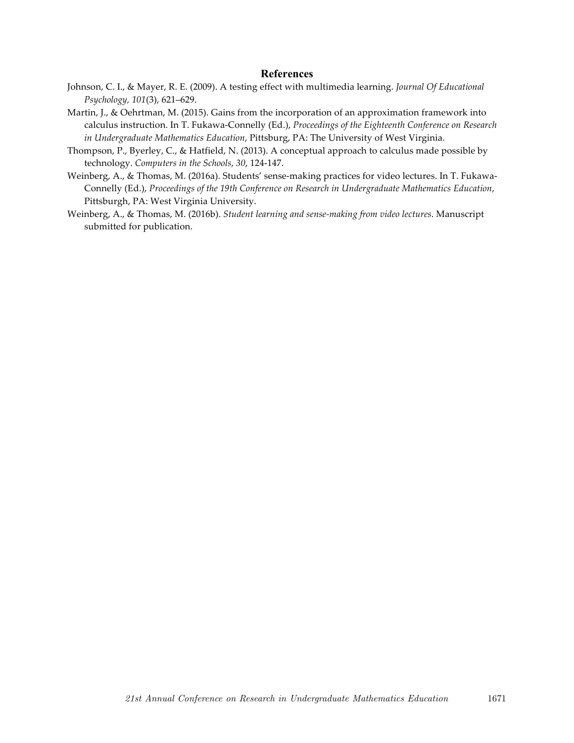## References

Johnson, C. I., & Mayer, R. E. (2009). A testing effect with multimedia learning. *Journal Of Educational Psychology, 101*(3), 621–629.

Martin, J., & Oehrtman, M. (2015). Gains from the incorporation of an approximation framework into calculus instruction. In T. Fukawa-Connelly (Ed.), *Proceedings of the Eighteenth Conference on Research in Undergraduate Mathematics Education*, Pittsburg, PA: The University of West Virginia.

Thompson, P., Byerley, C., & Hatfield, N. (2013). A conceptual approach to calculus made possible by technology. *Computers in the Schools, 30*, 124-147.

Weinberg, A., & Thomas, M. (2016a). Students' sense-making practices for video lectures. In T. Fukawa-Connelly (Ed.), *Proceedings of the 19th Conference on Research in Undergraduate Mathematics Education*, Pittsburgh, PA: West Virginia University.

Weinberg, A., & Thomas, M. (2016b). *Student learning and sense-making from video lectures*. Manuscript submitted for publication.